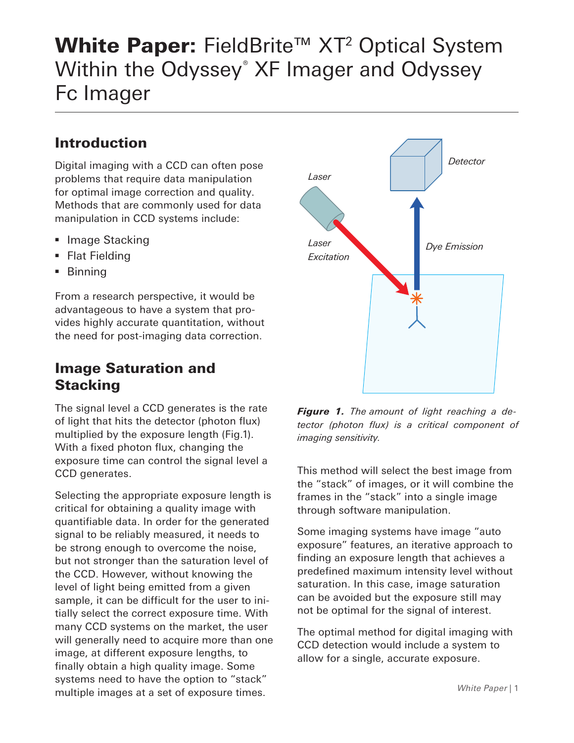# White Paper: FieldBrite™ XT$^2$ Optical System Within the Odyssey® XF Imager and Odyssey Fc Imager

## Introduction

Digital imaging with a CCD can often pose problems that require data manipulation for optimal image correction and quality. Methods that are commonly used for data manipulation in CCD systems include:

- Image Stacking
- Flat Fielding
- Binning

From a research perspective, it would be advantageous to have a system that provides highly accurate quantitation, without the need for post-imaging data correction.

## Image Saturation and Stacking

The signal level a CCD generates is the rate of light that hits the detector (photon flux) multiplied by the exposure length (Fig.1). With a fixed photon flux, changing the exposure time can control the signal level a CCD generates.

Selecting the appropriate exposure length is critical for obtaining a quality image with quantifiable data. In order for the generated signal to be reliably measured, it needs to be strong enough to overcome the noise, but not stronger than the saturation level of the CCD. However, without knowing the level of light being emitted from a given sample, it can be difficult for the user to initially select the correct exposure time. With many CCD systems on the market, the user will generally need to acquire more than one image, at different exposure lengths, to finally obtain a high quality image. Some systems need to have the option to "stack" multiple images at a set of exposure times.

***Figure 1.*** *The amount of light reaching a detector (photon flux) is a critical component of imaging sensitivity.*

This method will select the best image from the "stack" of images, or it will combine the frames in the "stack" into a single image through software manipulation.

Some imaging systems have image "auto exposure" features, an iterative approach to finding an exposure length that achieves a predefined maximum intensity level without saturation. In this case, image saturation can be avoided but the exposure still may not be optimal for the signal of interest.

The optimal method for digital imaging with CCD detection would include a system to allow for a single, accurate exposure.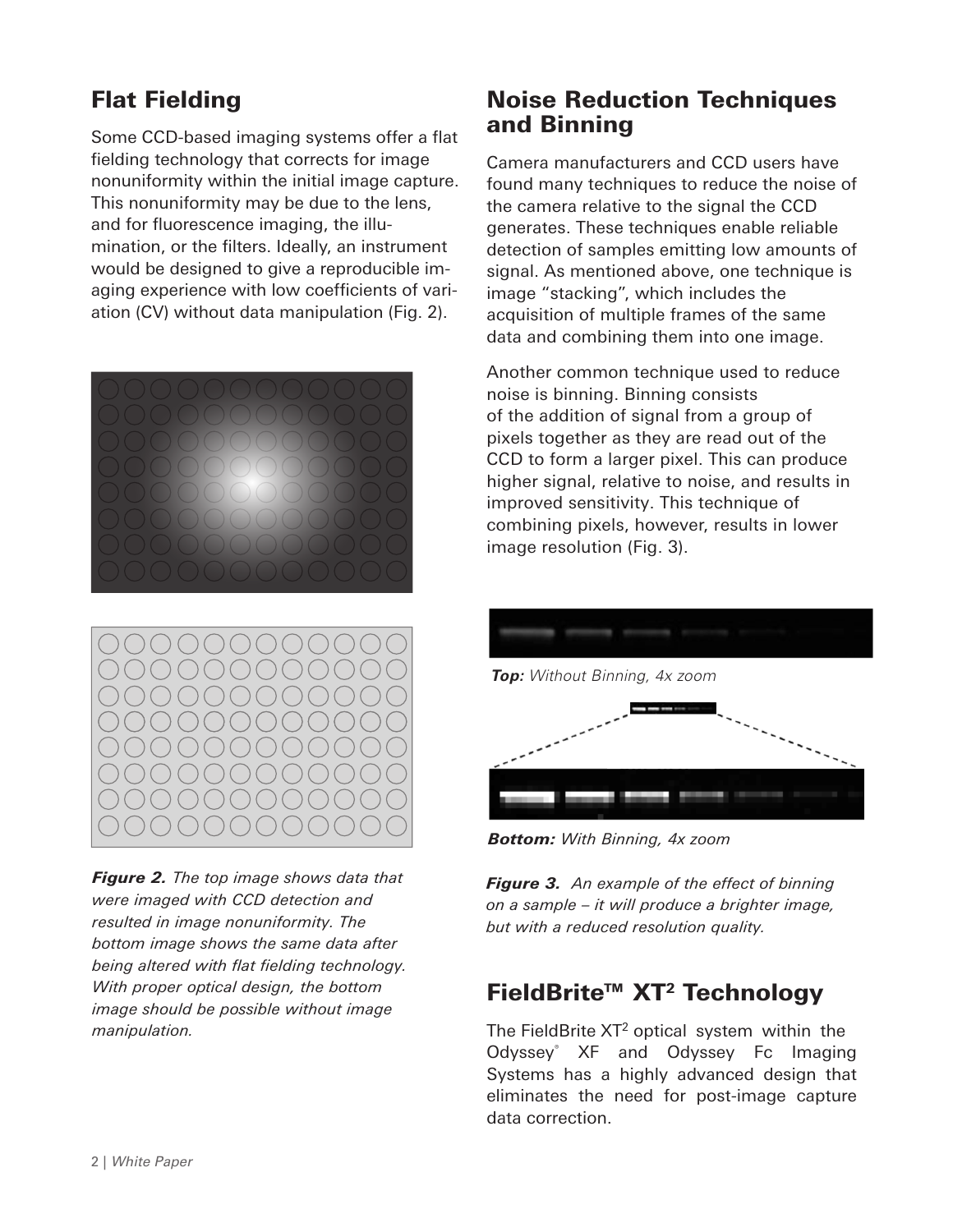## Flat Fielding

Some CCD-based imaging systems offer a flat fielding technology that corrects for image nonuniformity within the initial image capture. This nonuniformity may be due to the lens, and for fluorescence imaging, the illumination, or the filters. Ideally, an instrument would be designed to give a reproducible imaging experience with low coefficients of variation (CV) without data manipulation (Fig. 2).

***Figure 2.*** *The top image shows data that were imaged with CCD detection and resulted in image nonuniformity. The bottom image shows the same data after being altered with flat fielding technology. With proper optical design, the bottom image should be possible without image manipulation.*

## Noise Reduction Techniques and Binning

Camera manufacturers and CCD users have found many techniques to reduce the noise of the camera relative to the signal the CCD generates. These techniques enable reliable detection of samples emitting low amounts of signal. As mentioned above, one technique is image "stacking", which includes the acquisition of multiple frames of the same data and combining them into one image.

Another common technique used to reduce noise is binning. Binning consists of the addition of signal from a group of pixels together as they are read out of the CCD to form a larger pixel. This can produce higher signal, relative to noise, and results in improved sensitivity. This technique of combining pixels, however, results in lower image resolution (Fig. 3).

***Top:*** *Without Binning, 4x zoom*

***Bottom:*** *With Binning, 4x zoom*

***Figure 3.*** *An example of the effect of binning on a sample – it will produce a brighter image, but with a reduced resolution quality.*

## FieldBrite™ XT² Technology

The FieldBrite XT² optical system within the Odyssey® XF and Odyssey Fc Imaging Systems has a highly advanced design that eliminates the need for post-image capture data correction.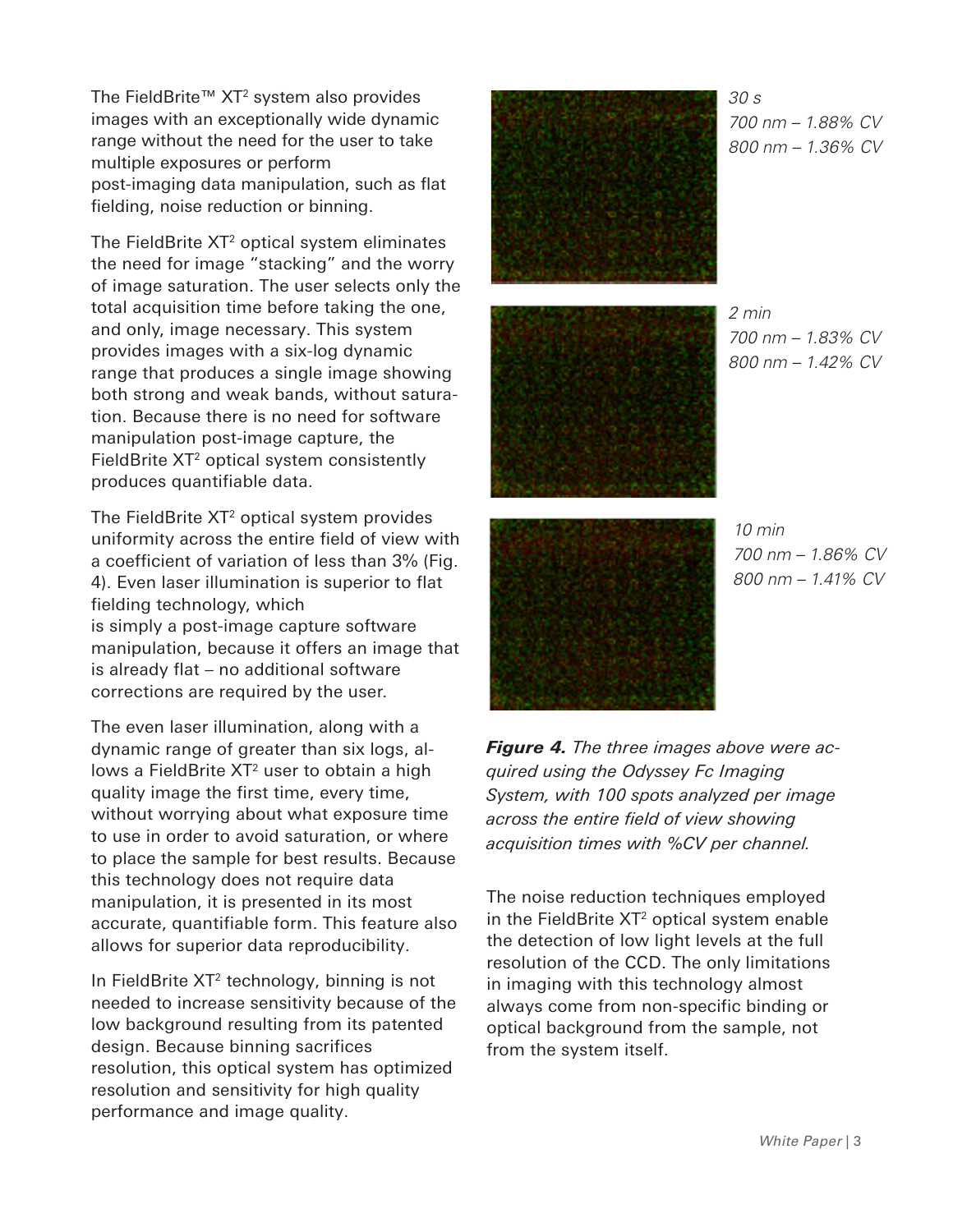The FieldBrite™ XT² system also provides images with an exceptionally wide dynamic range without the need for the user to take multiple exposures or perform post-imaging data manipulation, such as flat fielding, noise reduction or binning.

The FieldBrite XT² optical system eliminates the need for image "stacking" and the worry of image saturation. The user selects only the total acquisition time before taking the one, and only, image necessary. This system provides images with a six-log dynamic range that produces a single image showing both strong and weak bands, without saturation. Because there is no need for software manipulation post-image capture, the FieldBrite XT² optical system consistently produces quantifiable data.

The FieldBrite XT² optical system provides uniformity across the entire field of view with a coefficient of variation of less than 3% (Fig. 4). Even laser illumination is superior to flat fielding technology, which is simply a post-image capture software manipulation, because it offers an image that is already flat – no additional software corrections are required by the user.

The even laser illumination, along with a dynamic range of greater than six logs, allows a FieldBrite XT² user to obtain a high quality image the first time, every time, without worrying about what exposure time to use in order to avoid saturation, or where to place the sample for best results. Because this technology does not require data manipulation, it is presented in its most accurate, quantifiable form. This feature also allows for superior data reproducibility.

In FieldBrite XT² technology, binning is not needed to increase sensitivity because of the low background resulting from its patented design. Because binning sacrifices resolution, this optical system has optimized resolution and sensitivity for high quality performance and image quality.

*30 s*
*700 nm – 1.88% CV*
*800 nm – 1.36% CV*

*2 min*
*700 nm – 1.83% CV*
*800 nm – 1.42% CV*

*10 min*
*700 nm – 1.86% CV*
*800 nm – 1.41% CV*

***Figure 4.*** *The three images above were acquired using the Odyssey Fc Imaging System, with 100 spots analyzed per image across the entire field of view showing acquisition times with %CV per channel.*

The noise reduction techniques employed in the FieldBrite XT² optical system enable the detection of low light levels at the full resolution of the CCD. The only limitations in imaging with this technology almost always come from non-specific binding or optical background from the sample, not from the system itself.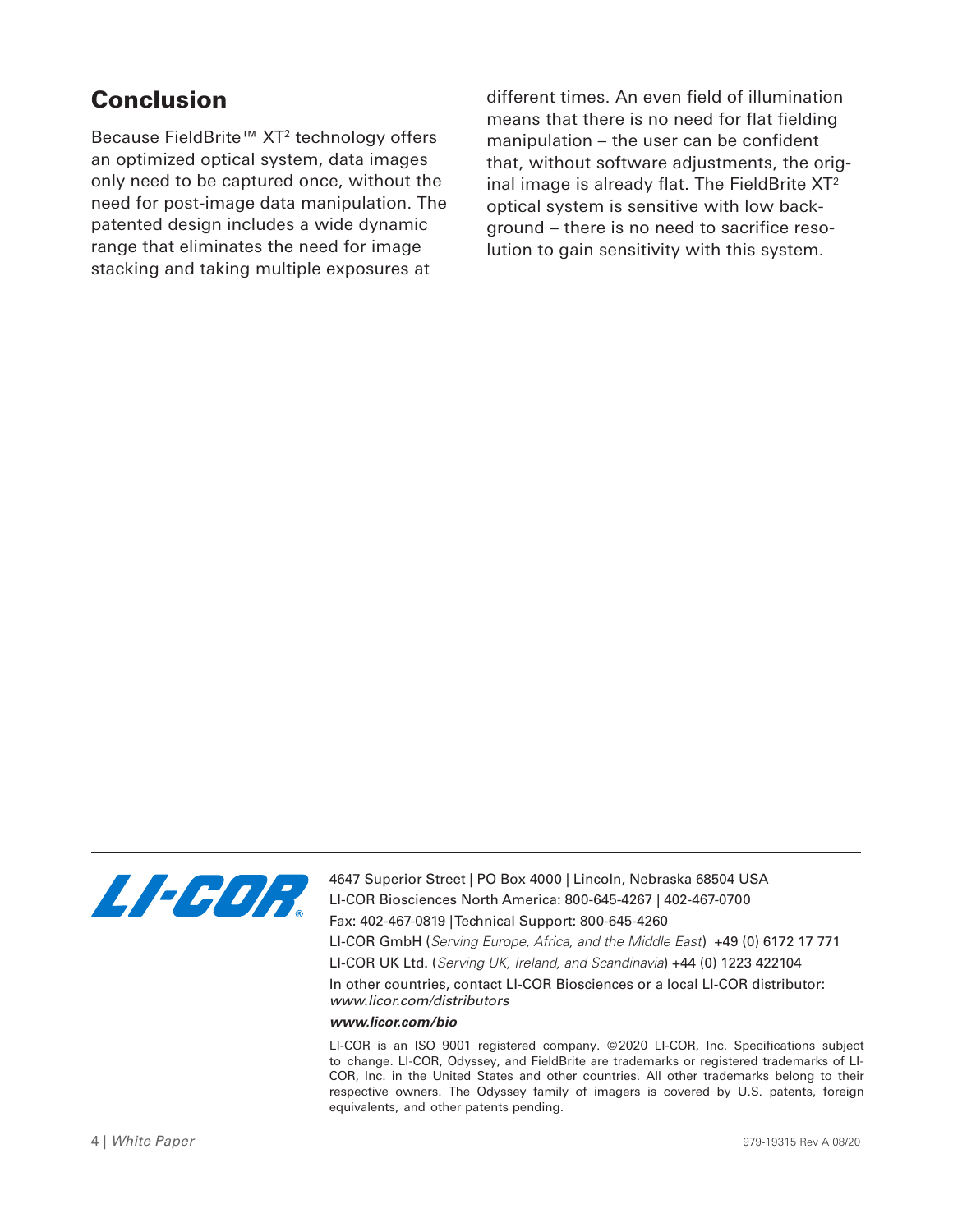## Conclusion

Because FieldBrite™ $XT^2$ technology offers an optimized optical system, data images only need to be captured once, without the need for post-image data manipulation. The patented design includes a wide dynamic range that eliminates the need for image stacking and taking multiple exposures at different times. An even field of illumination means that there is no need for flat fielding manipulation – the user can be confident that, without software adjustments, the original image is already flat. The FieldBrite $XT^2$ optical system is sensitive with low background – there is no need to sacrifice resolution to gain sensitivity with this system.

---

LI-COR®

4647 Superior Street | PO Box 4000 | Lincoln, Nebraska 68504 USA
LI-COR Biosciences North America: 800-645-4267 | 402-467-0700
Fax: 402-467-0819 | Technical Support: 800-645-4260
LI-COR GmbH (*Serving Europe, Africa, and the Middle East*) +49 (0) 6172 17 771
LI-COR UK Ltd. (*Serving UK, Ireland, and Scandinavia*) +44 (0) 1223 422104
In other countries, contact LI-COR Biosciences or a local LI-COR distributor: *www.licor.com/distributors*

***www.licor.com/bio***

LI-COR is an ISO 9001 registered company. ©2020 LI-COR, Inc. Specifications subject to change. LI-COR, Odyssey, and FieldBrite are trademarks or registered trademarks of LI-COR, Inc. in the United States and other countries. All other trademarks belong to their respective owners. The Odyssey family of imagers is covered by U.S. patents, foreign equivalents, and other patents pending.

979-19315 Rev A 08/20